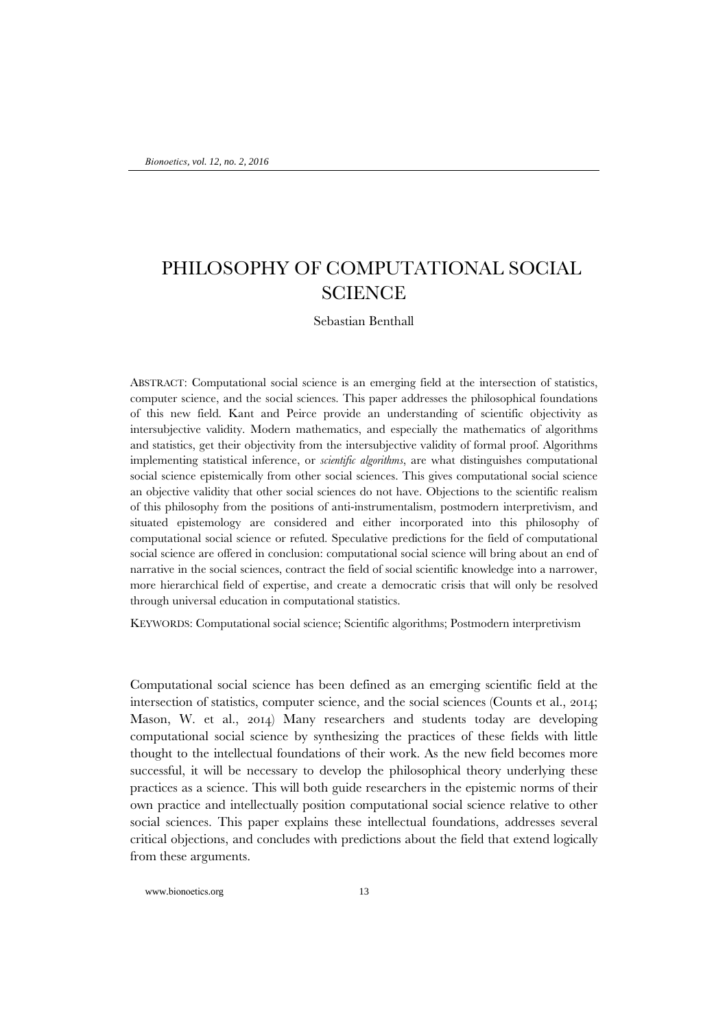# PHILOSOPHY OF COMPUTATIONAL SOCIAL SCIENCE

Sebastian Benthall

ABSTRACT: Computational social science is an emerging field at the intersection of statistics, computer science, and the social sciences. This paper addresses the philosophical foundations of this new field. Kant and Peirce provide an understanding of scientific objectivity as intersubjective validity. Modern mathematics, and especially the mathematics of algorithms and statistics, get their objectivity from the intersubjective validity of formal proof. Algorithms implementing statistical inference, or *scientific algorithms*, are what distinguishes computational social science epistemically from other social sciences. This gives computational social science an objective validity that other social sciences do not have. Objections to the scientific realism of this philosophy from the positions of anti-instrumentalism, postmodern interpretivism, and situated epistemology are considered and either incorporated into this philosophy of computational social science or refuted. Speculative predictions for the field of computational social science are offered in conclusion: computational social science will bring about an end of narrative in the social sciences, contract the field of social scientific knowledge into a narrower, more hierarchical field of expertise, and create a democratic crisis that will only be resolved through universal education in computational statistics.

KEYWORDS: Computational social science; Scientific algorithms; Postmodern interpretivism

Computational social science has been defined as an emerging scientific field at the intersection of statistics, computer science, and the social sciences (Counts et al., 2014; Mason, W. et al., 2014) Many researchers and students today are developing computational social science by synthesizing the practices of these fields with little thought to the intellectual foundations of their work. As the new field becomes more successful, it will be necessary to develop the philosophical theory underlying these practices as a science. This will both guide researchers in the epistemic norms of their own practice and intellectually position computational social science relative to other social sciences. This paper explains these intellectual foundations, addresses several critical objections, and concludes with predictions about the field that extend logically from these arguments.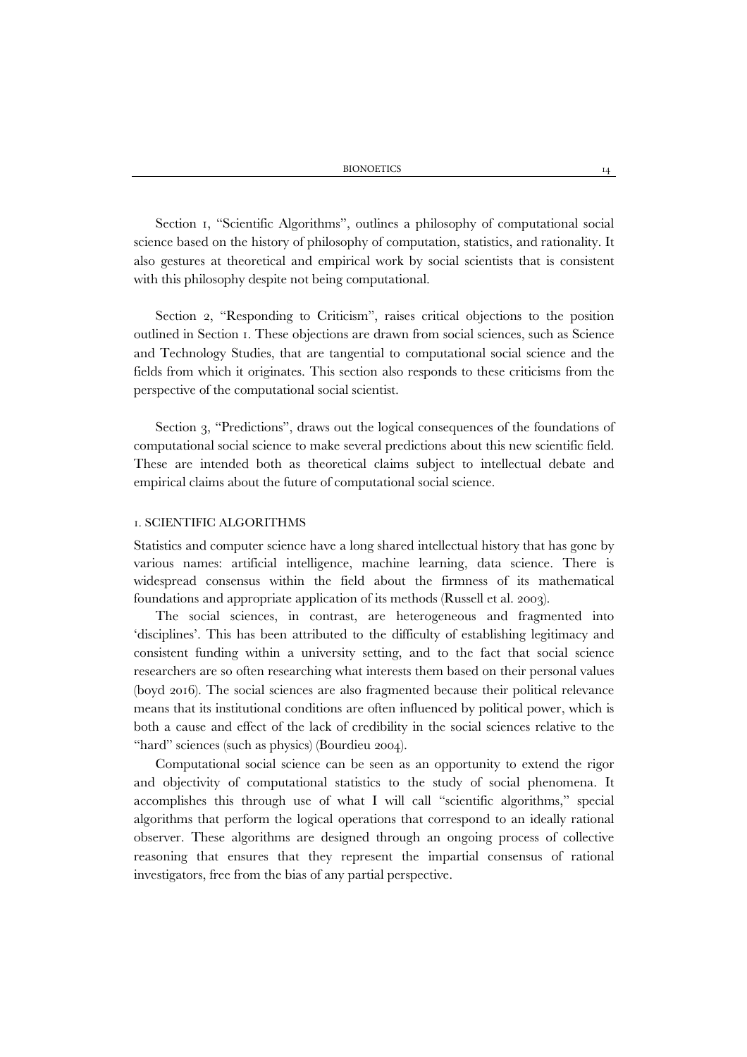Section 1, "Scientific Algorithms", outlines a philosophy of computational social science based on the history of philosophy of computation, statistics, and rationality. It also gestures at theoretical and empirical work by social scientists that is consistent with this philosophy despite not being computational.

Section 2, "Responding to Criticism", raises critical objections to the position outlined in Section 1. These objections are drawn from social sciences, such as Science and Technology Studies, that are tangential to computational social science and the fields from which it originates. This section also responds to these criticisms from the perspective of the computational social scientist.

Section 3, "Predictions", draws out the logical consequences of the foundations of computational social science to make several predictions about this new scientific field. These are intended both as theoretical claims subject to intellectual debate and empirical claims about the future of computational social science.

## 1. SCIENTIFIC ALGORITHMS

Statistics and computer science have a long shared intellectual history that has gone by various names: artificial intelligence, machine learning, data science. There is widespread consensus within the field about the firmness of its mathematical foundations and appropriate application of its methods (Russell et al. 2003).

The social sciences, in contrast, are heterogeneous and fragmented into 'disciplines'. This has been attributed to the difficulty of establishing legitimacy and consistent funding within a university setting, and to the fact that social science researchers are so often researching what interests them based on their personal values (boyd 2016). The social sciences are also fragmented because their political relevance means that its institutional conditions are often influenced by political power, which is both a cause and effect of the lack of credibility in the social sciences relative to the "hard" sciences (such as physics) (Bourdieu 2004).

Computational social science can be seen as an opportunity to extend the rigor and objectivity of computational statistics to the study of social phenomena. It accomplishes this through use of what I will call "scientific algorithms," special algorithms that perform the logical operations that correspond to an ideally rational observer. These algorithms are designed through an ongoing process of collective reasoning that ensures that they represent the impartial consensus of rational investigators, free from the bias of any partial perspective.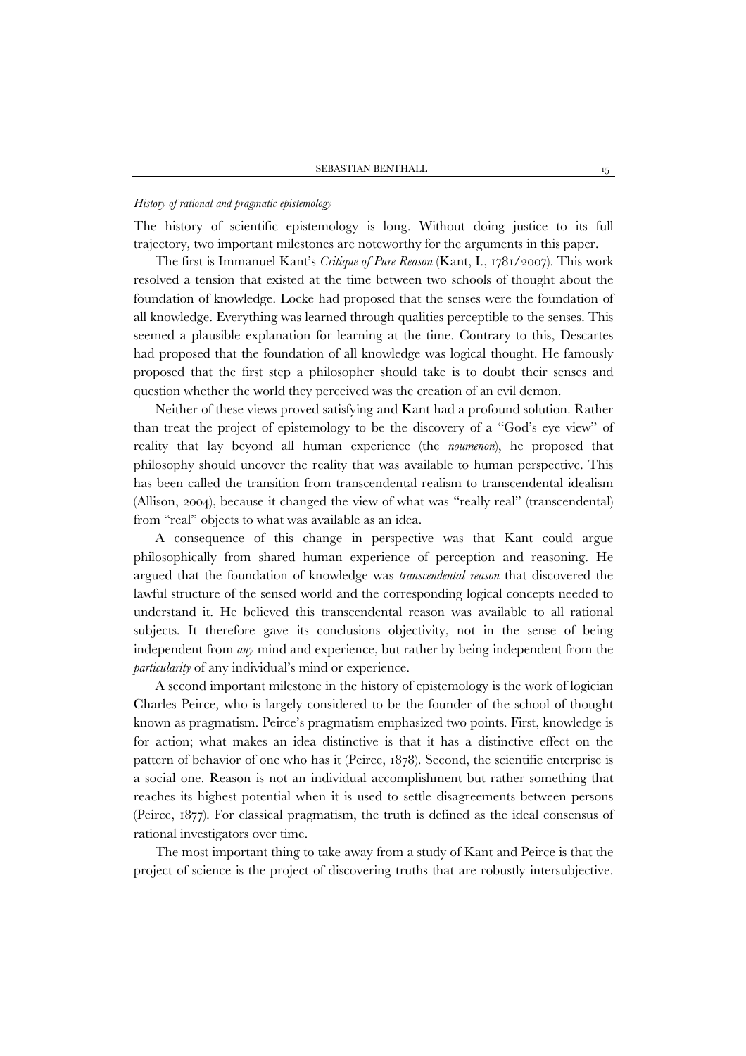*History of rational and pragmatic epistemology*

The history of scientific epistemology is long. Without doing justice to its full trajectory, two important milestones are noteworthy for the arguments in this paper.

The first is Immanuel Kant's *Critique of Pure Reason* (Kant, I., 1781/2007). This work resolved a tension that existed at the time between two schools of thought about the foundation of knowledge. Locke had proposed that the senses were the foundation of all knowledge. Everything was learned through qualities perceptible to the senses. This seemed a plausible explanation for learning at the time. Contrary to this, Descartes had proposed that the foundation of all knowledge was logical thought. He famously proposed that the first step a philosopher should take is to doubt their senses and question whether the world they perceived was the creation of an evil demon.

Neither of these views proved satisfying and Kant had a profound solution. Rather than treat the project of epistemology to be the discovery of a "God's eye view" of reality that lay beyond all human experience (the *noumenon*), he proposed that philosophy should uncover the reality that was available to human perspective. This has been called the transition from transcendental realism to transcendental idealism (Allison, 2004), because it changed the view of what was "really real" (transcendental) from "real" objects to what was available as an idea.

A consequence of this change in perspective was that Kant could argue philosophically from shared human experience of perception and reasoning. He argued that the foundation of knowledge was *transcendental reason* that discovered the lawful structure of the sensed world and the corresponding logical concepts needed to understand it. He believed this transcendental reason was available to all rational subjects. It therefore gave its conclusions objectivity, not in the sense of being independent from *any* mind and experience, but rather by being independent from the *particularity* of any individual's mind or experience.

A second important milestone in the history of epistemology is the work of logician Charles Peirce, who is largely considered to be the founder of the school of thought known as pragmatism. Peirce's pragmatism emphasized two points. First, knowledge is for action; what makes an idea distinctive is that it has a distinctive effect on the pattern of behavior of one who has it (Peirce, 1878). Second, the scientific enterprise is a social one. Reason is not an individual accomplishment but rather something that reaches its highest potential when it is used to settle disagreements between persons (Peirce, 1877). For classical pragmatism, the truth is defined as the ideal consensus of rational investigators over time.

The most important thing to take away from a study of Kant and Peirce is that the project of science is the project of discovering truths that are robustly intersubjective.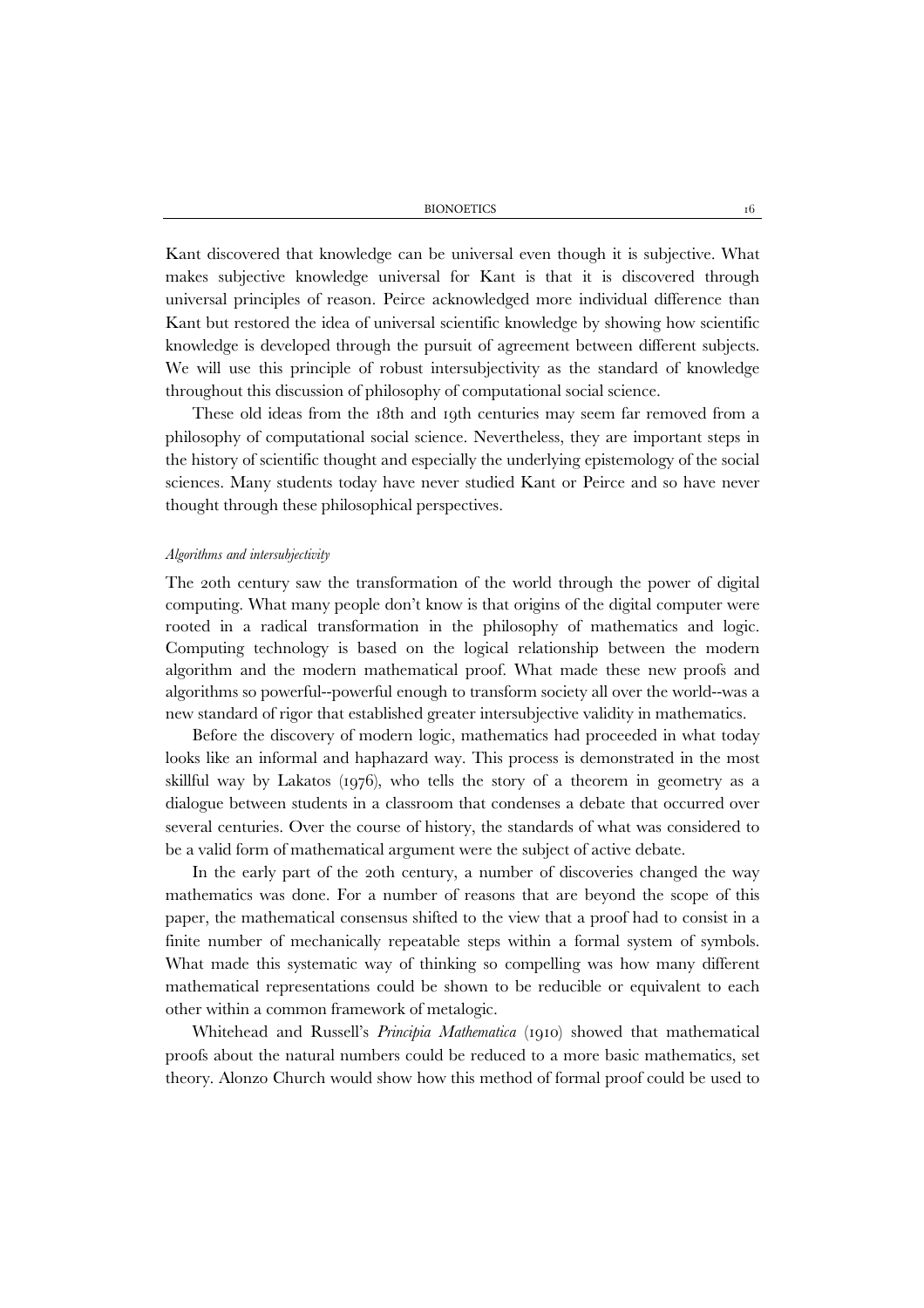Kant discovered that knowledge can be universal even though it is subjective. What makes subjective knowledge universal for Kant is that it is discovered through universal principles of reason. Peirce acknowledged more individual difference than Kant but restored the idea of universal scientific knowledge by showing how scientific knowledge is developed through the pursuit of agreement between different subjects. We will use this principle of robust intersubjectivity as the standard of knowledge throughout this discussion of philosophy of computational social science.

These old ideas from the 18th and 19th centuries may seem far removed from a philosophy of computational social science. Nevertheless, they are important steps in the history of scientific thought and especially the underlying epistemology of the social sciences. Many students today have never studied Kant or Peirce and so have never thought through these philosophical perspectives.

### *Algorithms and intersubjectivity*

The 20th century saw the transformation of the world through the power of digital computing. What many people don't know is that origins of the digital computer were rooted in a radical transformation in the philosophy of mathematics and logic. Computing technology is based on the logical relationship between the modern algorithm and the modern mathematical proof. What made these new proofs and algorithms so powerful--powerful enough to transform society all over the world--was a new standard of rigor that established greater intersubjective validity in mathematics.

Before the discovery of modern logic, mathematics had proceeded in what today looks like an informal and haphazard way. This process is demonstrated in the most skillful way by Lakatos (1976), who tells the story of a theorem in geometry as a dialogue between students in a classroom that condenses a debate that occurred over several centuries. Over the course of history, the standards of what was considered to be a valid form of mathematical argument were the subject of active debate.

In the early part of the 20th century, a number of discoveries changed the way mathematics was done. For a number of reasons that are beyond the scope of this paper, the mathematical consensus shifted to the view that a proof had to consist in a finite number of mechanically repeatable steps within a formal system of symbols. What made this systematic way of thinking so compelling was how many different mathematical representations could be shown to be reducible or equivalent to each other within a common framework of metalogic.

Whitehead and Russell's *Principia Mathematica* (1910) showed that mathematical proofs about the natural numbers could be reduced to a more basic mathematics, set theory. Alonzo Church would show how this method of formal proof could be used to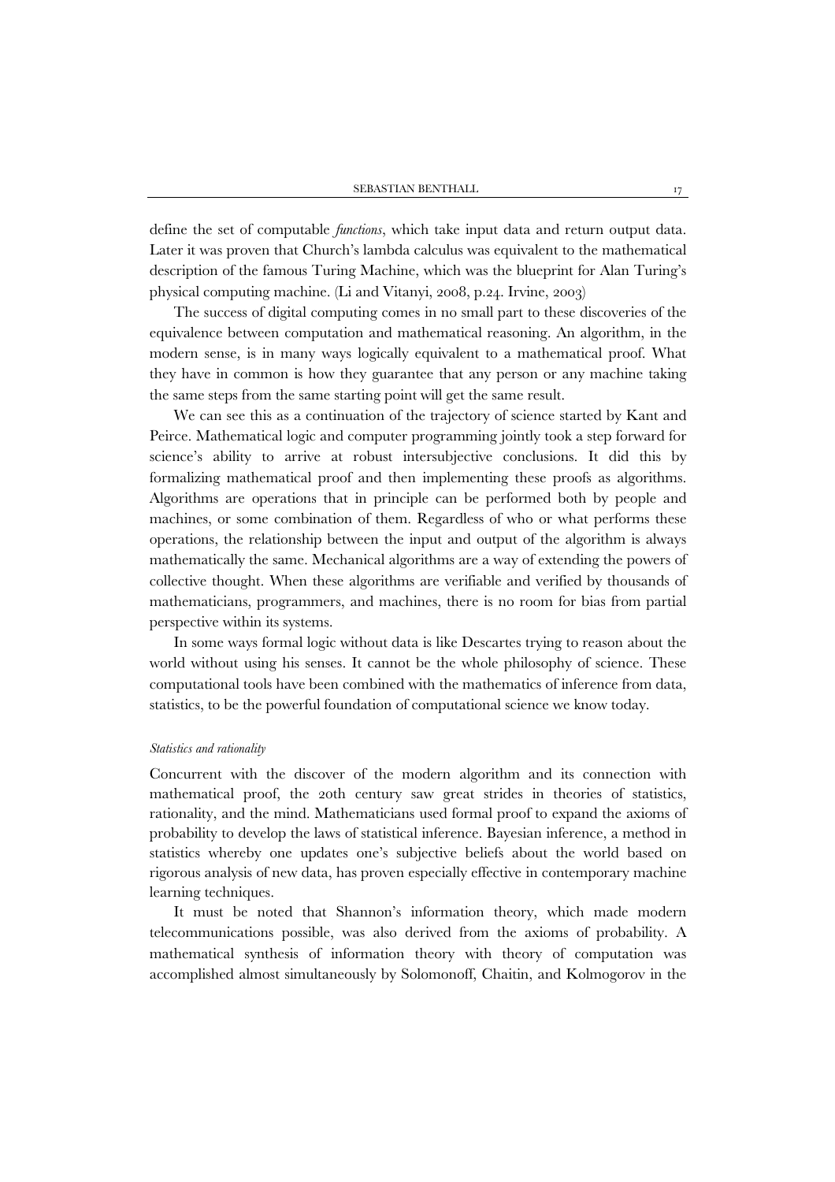define the set of computable *functions*, which take input data and return output data. Later it was proven that Church's lambda calculus was equivalent to the mathematical description of the famous Turing Machine, which was the blueprint for Alan Turing's physical computing machine. (Li and Vitanyi, 2008, p.24. Irvine, 2003)

The success of digital computing comes in no small part to these discoveries of the equivalence between computation and mathematical reasoning. An algorithm, in the modern sense, is in many ways logically equivalent to a mathematical proof. What they have in common is how they guarantee that any person or any machine taking the same steps from the same starting point will get the same result.

We can see this as a continuation of the trajectory of science started by Kant and Peirce. Mathematical logic and computer programming jointly took a step forward for science's ability to arrive at robust intersubjective conclusions. It did this by formalizing mathematical proof and then implementing these proofs as algorithms. Algorithms are operations that in principle can be performed both by people and machines, or some combination of them. Regardless of who or what performs these operations, the relationship between the input and output of the algorithm is always mathematically the same. Mechanical algorithms are a way of extending the powers of collective thought. When these algorithms are verifiable and verified by thousands of mathematicians, programmers, and machines, there is no room for bias from partial perspective within its systems.

In some ways formal logic without data is like Descartes trying to reason about the world without using his senses. It cannot be the whole philosophy of science. These computational tools have been combined with the mathematics of inference from data, statistics, to be the powerful foundation of computational science we know today.

*Statistics and rationality*

Concurrent with the discover of the modern algorithm and its connection with mathematical proof, the 20th century saw great strides in theories of statistics, rationality, and the mind. Mathematicians used formal proof to expand the axioms of probability to develop the laws of statistical inference. Bayesian inference, a method in statistics whereby one updates one's subjective beliefs about the world based on rigorous analysis of new data, has proven especially effective in contemporary machine learning techniques.

It must be noted that Shannon's information theory, which made modern telecommunications possible, was also derived from the axioms of probability. A mathematical synthesis of information theory with theory of computation was accomplished almost simultaneously by Solomonoff, Chaitin, and Kolmogorov in the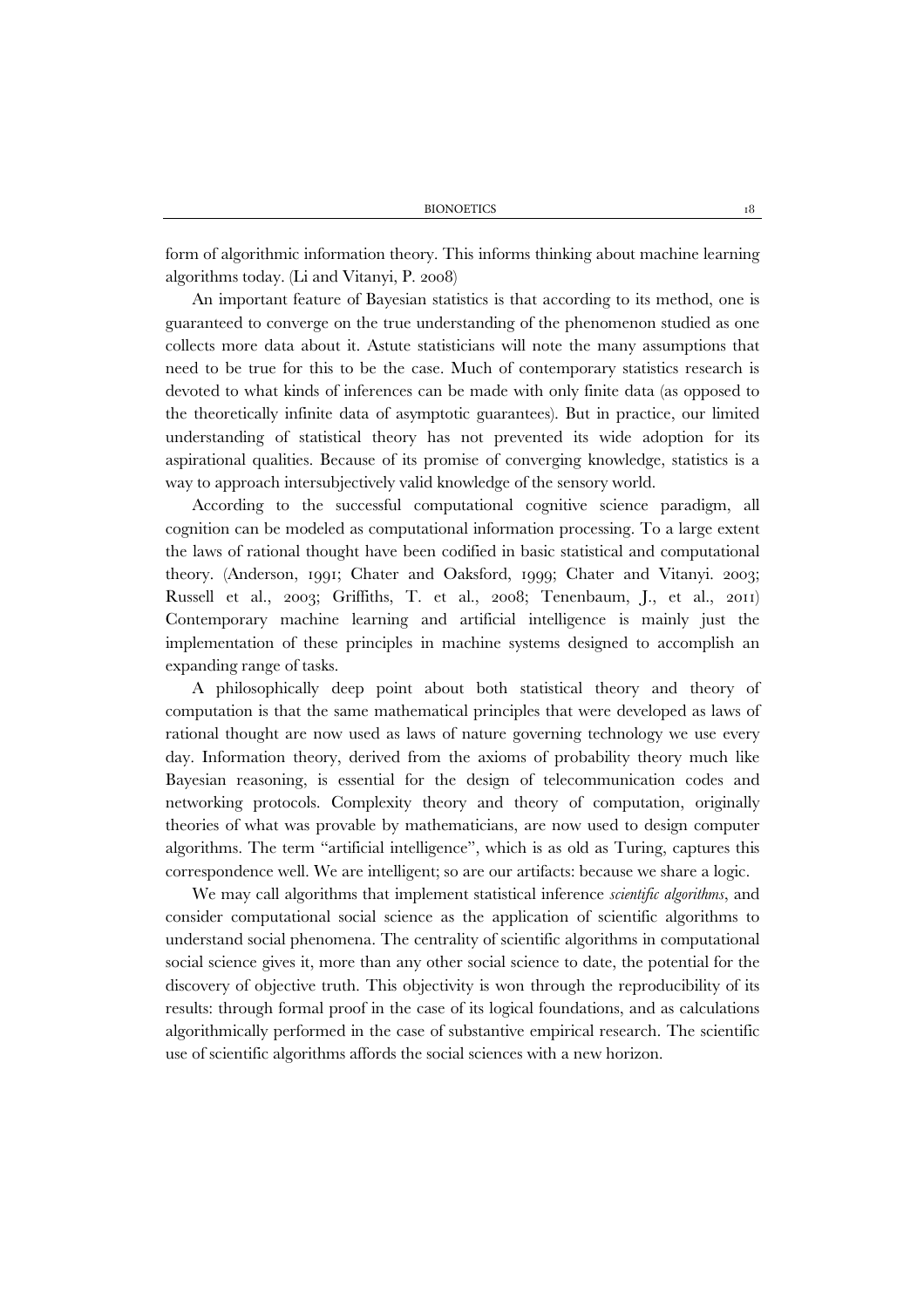form of algorithmic information theory. This informs thinking about machine learning algorithms today. (Li and Vitanyi, P. 2008)

An important feature of Bayesian statistics is that according to its method, one is guaranteed to converge on the true understanding of the phenomenon studied as one collects more data about it. Astute statisticians will note the many assumptions that need to be true for this to be the case. Much of contemporary statistics research is devoted to what kinds of inferences can be made with only finite data (as opposed to the theoretically infinite data of asymptotic guarantees). But in practice, our limited understanding of statistical theory has not prevented its wide adoption for its aspirational qualities. Because of its promise of converging knowledge, statistics is a way to approach intersubjectively valid knowledge of the sensory world.

According to the successful computational cognitive science paradigm, all cognition can be modeled as computational information processing. To a large extent the laws of rational thought have been codified in basic statistical and computational theory. (Anderson, 1991; Chater and Oaksford, 1999; Chater and Vitanyi. 2003; Russell et al., 2003; Griffiths, T. et al., 2008; Tenenbaum, J., et al., 2011) Contemporary machine learning and artificial intelligence is mainly just the implementation of these principles in machine systems designed to accomplish an expanding range of tasks.

A philosophically deep point about both statistical theory and theory of computation is that the same mathematical principles that were developed as laws of rational thought are now used as laws of nature governing technology we use every day. Information theory, derived from the axioms of probability theory much like Bayesian reasoning, is essential for the design of telecommunication codes and networking protocols. Complexity theory and theory of computation, originally theories of what was provable by mathematicians, are now used to design computer algorithms. The term "artificial intelligence", which is as old as Turing, captures this correspondence well. We are intelligent; so are our artifacts: because we share a logic.

We may call algorithms that implement statistical inference *scientific algorithms*, and consider computational social science as the application of scientific algorithms to understand social phenomena. The centrality of scientific algorithms in computational social science gives it, more than any other social science to date, the potential for the discovery of objective truth. This objectivity is won through the reproducibility of its results: through formal proof in the case of its logical foundations, and as calculations algorithmically performed in the case of substantive empirical research. The scientific use of scientific algorithms affords the social sciences with a new horizon.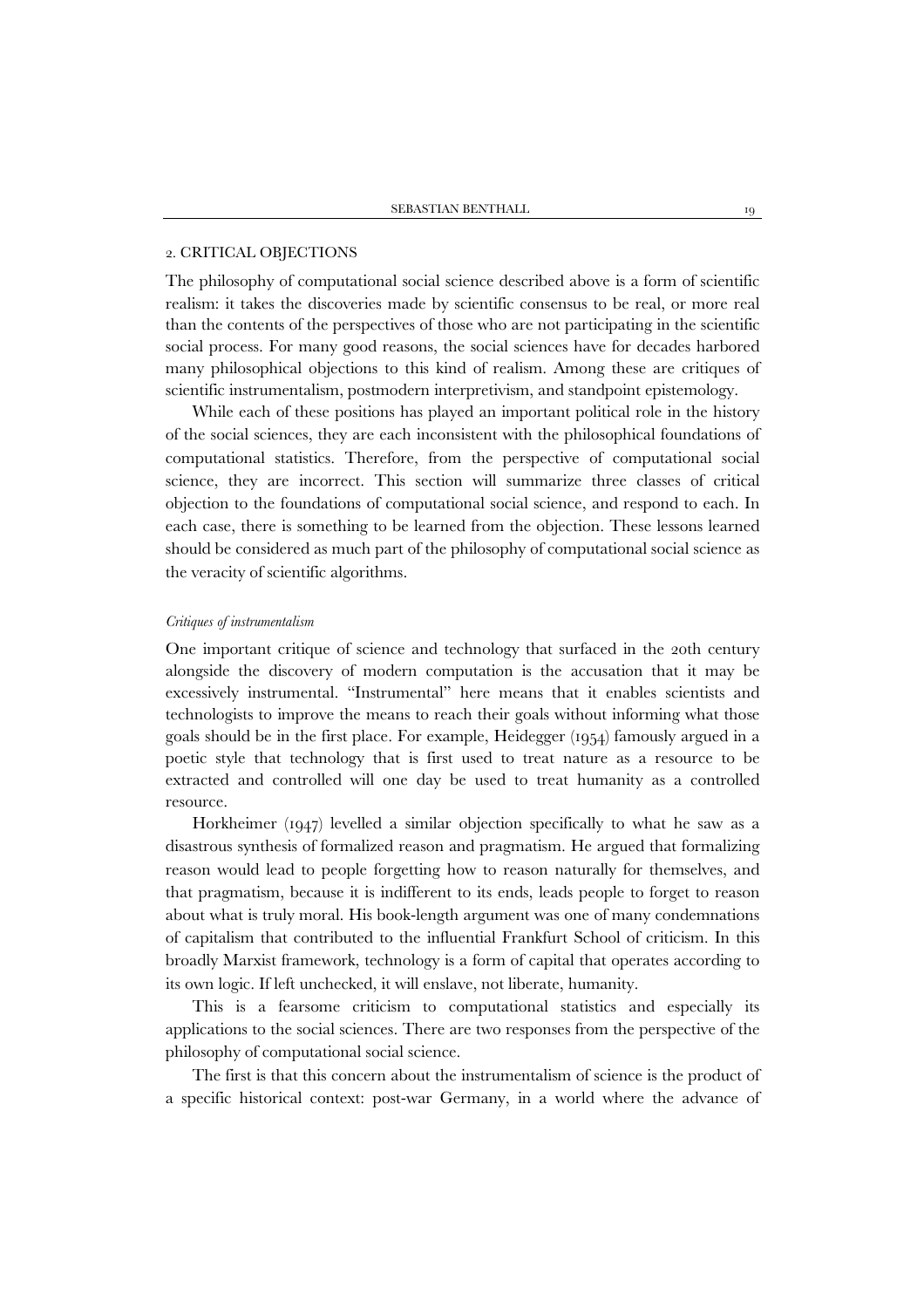## 2. CRITICAL OBJECTIONS

The philosophy of computational social science described above is a form of scientific realism: it takes the discoveries made by scientific consensus to be real, or more real than the contents of the perspectives of those who are not participating in the scientific social process. For many good reasons, the social sciences have for decades harbored many philosophical objections to this kind of realism. Among these are critiques of scientific instrumentalism, postmodern interpretivism, and standpoint epistemology.

While each of these positions has played an important political role in the history of the social sciences, they are each inconsistent with the philosophical foundations of computational statistics. Therefore, from the perspective of computational social science, they are incorrect. This section will summarize three classes of critical objection to the foundations of computational social science, and respond to each. In each case, there is something to be learned from the objection. These lessons learned should be considered as much part of the philosophy of computational social science as the veracity of scientific algorithms.

### *Critiques of instrumentalism*

One important critique of science and technology that surfaced in the 20th century alongside the discovery of modern computation is the accusation that it may be excessively instrumental. "Instrumental" here means that it enables scientists and technologists to improve the means to reach their goals without informing what those goals should be in the first place. For example, Heidegger (1954) famously argued in a poetic style that technology that is first used to treat nature as a resource to be extracted and controlled will one day be used to treat humanity as a controlled resource.

Horkheimer (1947) levelled a similar objection specifically to what he saw as a disastrous synthesis of formalized reason and pragmatism. He argued that formalizing reason would lead to people forgetting how to reason naturally for themselves, and that pragmatism, because it is indifferent to its ends, leads people to forget to reason about what is truly moral. His book-length argument was one of many condemnations of capitalism that contributed to the influential Frankfurt School of criticism. In this broadly Marxist framework, technology is a form of capital that operates according to its own logic. If left unchecked, it will enslave, not liberate, humanity.

This is a fearsome criticism to computational statistics and especially its applications to the social sciences. There are two responses from the perspective of the philosophy of computational social science.

The first is that this concern about the instrumentalism of science is the product of a specific historical context: post-war Germany, in a world where the advance of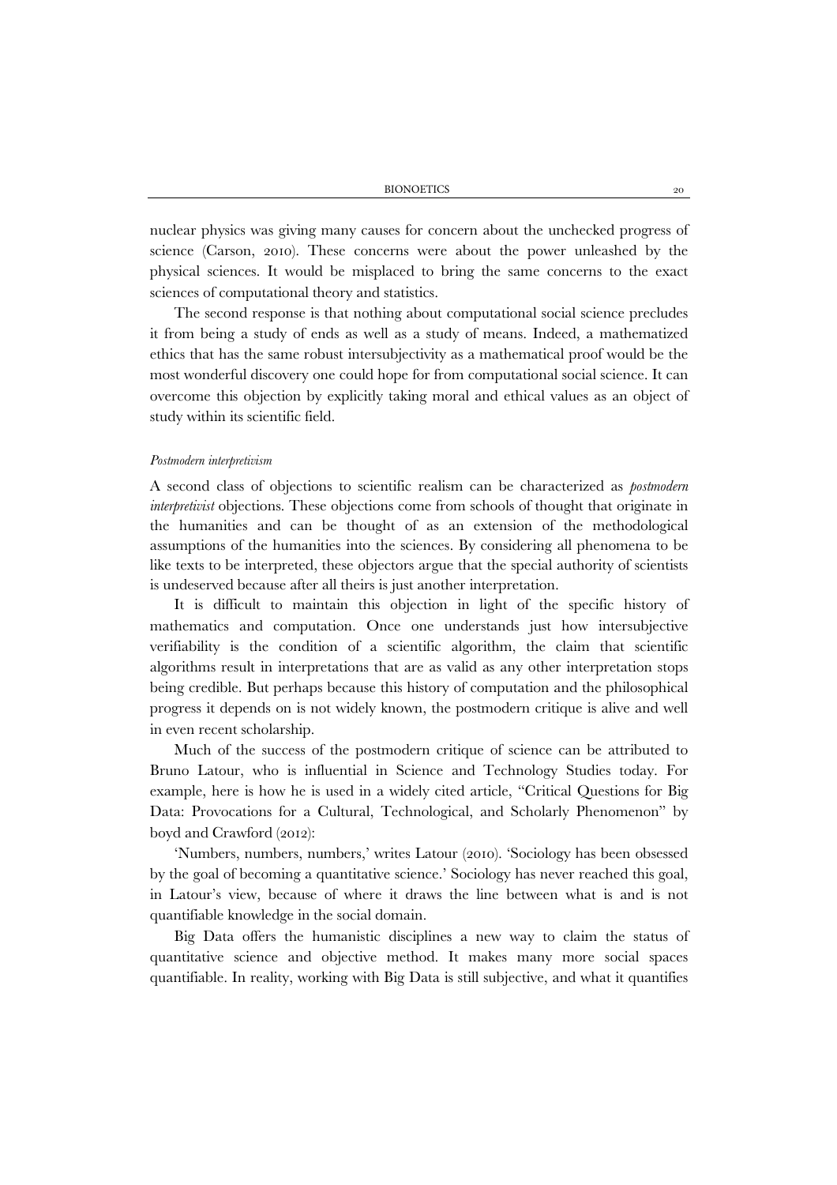nuclear physics was giving many causes for concern about the unchecked progress of science (Carson, 2010). These concerns were about the power unleashed by the physical sciences. It would be misplaced to bring the same concerns to the exact sciences of computational theory and statistics.

The second response is that nothing about computational social science precludes it from being a study of ends as well as a study of means. Indeed, a mathematized ethics that has the same robust intersubjectivity as a mathematical proof would be the most wonderful discovery one could hope for from computational social science. It can overcome this objection by explicitly taking moral and ethical values as an object of study within its scientific field.

*Postmodern interpretivism*

A second class of objections to scientific realism can be characterized as *postmodern interpretivist* objections. These objections come from schools of thought that originate in the humanities and can be thought of as an extension of the methodological assumptions of the humanities into the sciences. By considering all phenomena to be like texts to be interpreted, these objectors argue that the special authority of scientists is undeserved because after all theirs is just another interpretation.

It is difficult to maintain this objection in light of the specific history of mathematics and computation. Once one understands just how intersubjective verifiability is the condition of a scientific algorithm, the claim that scientific algorithms result in interpretations that are as valid as any other interpretation stops being credible. But perhaps because this history of computation and the philosophical progress it depends on is not widely known, the postmodern critique is alive and well in even recent scholarship.

Much of the success of the postmodern critique of science can be attributed to Bruno Latour, who is influential in Science and Technology Studies today. For example, here is how he is used in a widely cited article, "Critical Questions for Big Data: Provocations for a Cultural, Technological, and Scholarly Phenomenon" by boyd and Crawford (2012):

'Numbers, numbers, numbers,' writes Latour (2010). 'Sociology has been obsessed by the goal of becoming a quantitative science.' Sociology has never reached this goal, in Latour's view, because of where it draws the line between what is and is not quantifiable knowledge in the social domain.

Big Data offers the humanistic disciplines a new way to claim the status of quantitative science and objective method. It makes many more social spaces quantifiable. In reality, working with Big Data is still subjective, and what it quantifies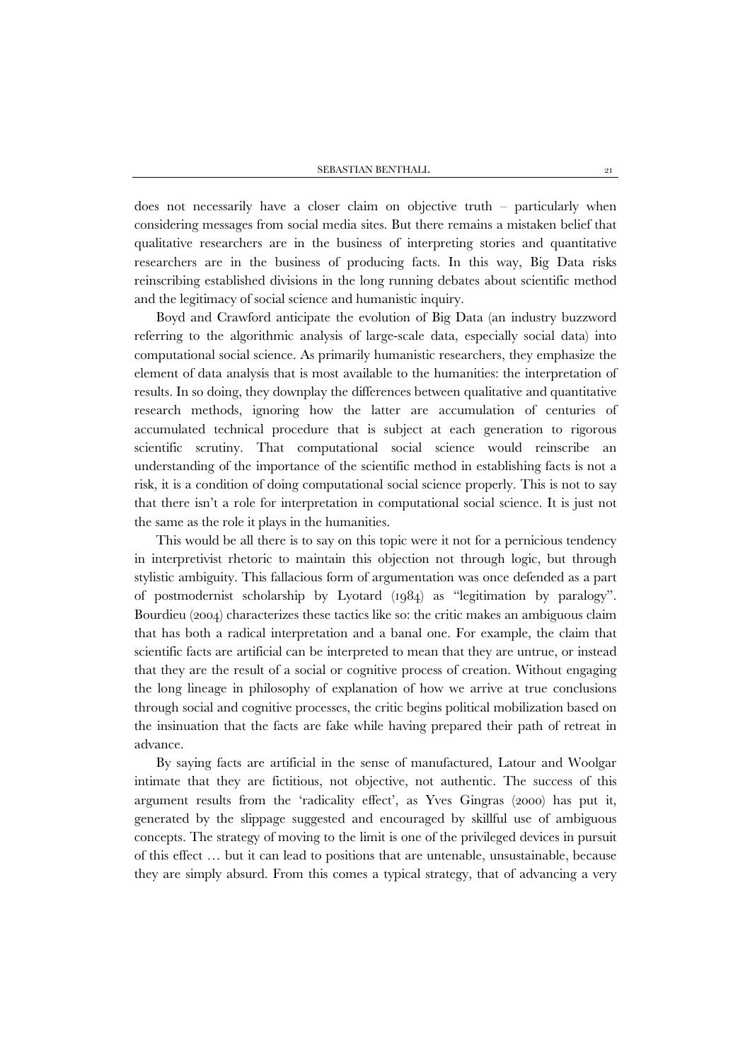does not necessarily have a closer claim on objective truth – particularly when considering messages from social media sites. But there remains a mistaken belief that qualitative researchers are in the business of interpreting stories and quantitative researchers are in the business of producing facts. In this way, Big Data risks reinscribing established divisions in the long running debates about scientific method and the legitimacy of social science and humanistic inquiry.

Boyd and Crawford anticipate the evolution of Big Data (an industry buzzword referring to the algorithmic analysis of large-scale data, especially social data) into computational social science. As primarily humanistic researchers, they emphasize the element of data analysis that is most available to the humanities: the interpretation of results. In so doing, they downplay the differences between qualitative and quantitative research methods, ignoring how the latter are accumulation of centuries of accumulated technical procedure that is subject at each generation to rigorous scientific scrutiny. That computational social science would reinscribe an understanding of the importance of the scientific method in establishing facts is not a risk, it is a condition of doing computational social science properly. This is not to say that there isn't a role for interpretation in computational social science. It is just not the same as the role it plays in the humanities.

This would be all there is to say on this topic were it not for a pernicious tendency in interpretivist rhetoric to maintain this objection not through logic, but through stylistic ambiguity. This fallacious form of argumentation was once defended as a part of postmodernist scholarship by Lyotard (1984) as "legitimation by paralogy". Bourdieu (2004) characterizes these tactics like so: the critic makes an ambiguous claim that has both a radical interpretation and a banal one. For example, the claim that scientific facts are artificial can be interpreted to mean that they are untrue, or instead that they are the result of a social or cognitive process of creation. Without engaging the long lineage in philosophy of explanation of how we arrive at true conclusions through social and cognitive processes, the critic begins political mobilization based on the insinuation that the facts are fake while having prepared their path of retreat in advance.

By saying facts are artificial in the sense of manufactured, Latour and Woolgar intimate that they are fictitious, not objective, not authentic. The success of this argument results from the 'radicality effect', as Yves Gingras (2000) has put it, generated by the slippage suggested and encouraged by skillful use of ambiguous concepts. The strategy of moving to the limit is one of the privileged devices in pursuit of this effect … but it can lead to positions that are untenable, unsustainable, because they are simply absurd. From this comes a typical strategy, that of advancing a very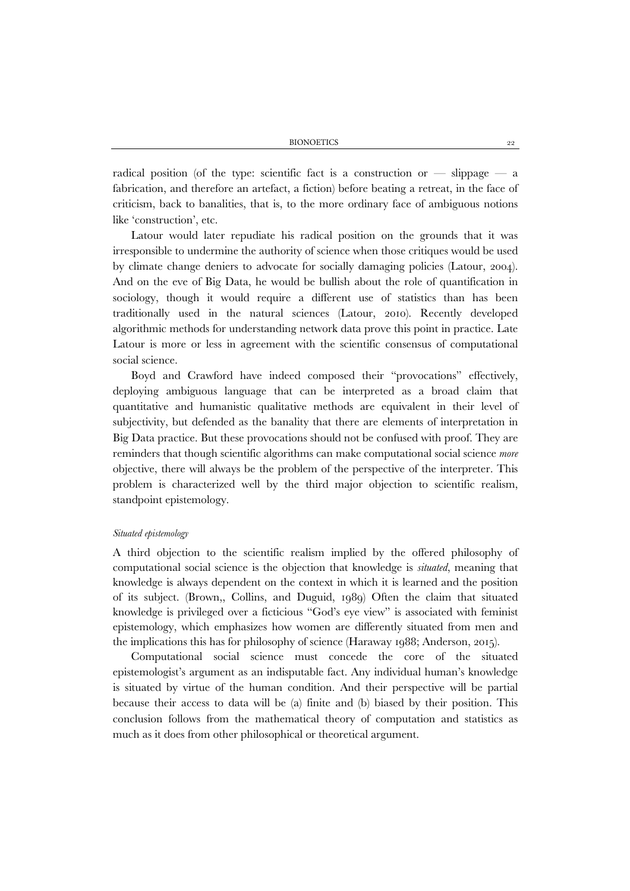radical position (of the type: scientific fact is a construction or — slippage — a fabrication, and therefore an artefact, a fiction) before beating a retreat, in the face of criticism, back to banalities, that is, to the more ordinary face of ambiguous notions like 'construction', etc.

Latour would later repudiate his radical position on the grounds that it was irresponsible to undermine the authority of science when those critiques would be used by climate change deniers to advocate for socially damaging policies (Latour, 2004). And on the eve of Big Data, he would be bullish about the role of quantification in sociology, though it would require a different use of statistics than has been traditionally used in the natural sciences (Latour, 2010). Recently developed algorithmic methods for understanding network data prove this point in practice. Late Latour is more or less in agreement with the scientific consensus of computational social science.

Boyd and Crawford have indeed composed their "provocations" effectively, deploying ambiguous language that can be interpreted as a broad claim that quantitative and humanistic qualitative methods are equivalent in their level of subjectivity, but defended as the banality that there are elements of interpretation in Big Data practice. But these provocations should not be confused with proof. They are reminders that though scientific algorithms can make computational social science *more* objective, there will always be the problem of the perspective of the interpreter. This problem is characterized well by the third major objection to scientific realism, standpoint epistemology.

### *Situated epistemology*

A third objection to the scientific realism implied by the offered philosophy of computational social science is the objection that knowledge is *situated*, meaning that knowledge is always dependent on the context in which it is learned and the position of its subject. (Brown,, Collins, and Duguid, 1989) Often the claim that situated knowledge is privileged over a ficticious "God's eye view" is associated with feminist epistemology, which emphasizes how women are differently situated from men and the implications this has for philosophy of science (Haraway 1988; Anderson, 2015).

Computational social science must concede the core of the situated epistemologist's argument as an indisputable fact. Any individual human's knowledge is situated by virtue of the human condition. And their perspective will be partial because their access to data will be (a) finite and (b) biased by their position. This conclusion follows from the mathematical theory of computation and statistics as much as it does from other philosophical or theoretical argument.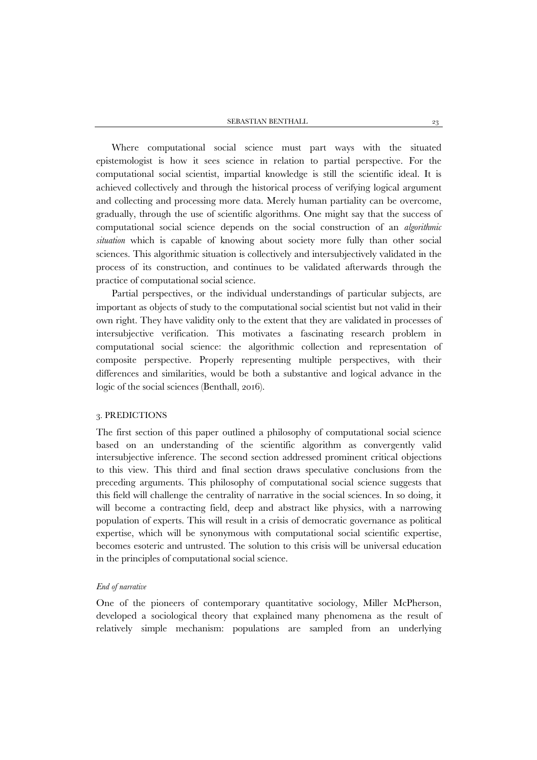Where computational social science must part ways with the situated epistemologist is how it sees science in relation to partial perspective. For the computational social scientist, impartial knowledge is still the scientific ideal. It is achieved collectively and through the historical process of verifying logical argument and collecting and processing more data. Merely human partiality can be overcome, gradually, through the use of scientific algorithms. One might say that the success of computational social science depends on the social construction of an *algorithmic situation* which is capable of knowing about society more fully than other social sciences. This algorithmic situation is collectively and intersubjectively validated in the process of its construction, and continues to be validated afterwards through the practice of computational social science.

Partial perspectives, or the individual understandings of particular subjects, are important as objects of study to the computational social scientist but not valid in their own right. They have validity only to the extent that they are validated in processes of intersubjective verification. This motivates a fascinating research problem in computational social science: the algorithmic collection and representation of composite perspective. Properly representing multiple perspectives, with their differences and similarities, would be both a substantive and logical advance in the logic of the social sciences (Benthall, 2016).

## 3. PREDICTIONS

The first section of this paper outlined a philosophy of computational social science based on an understanding of the scientific algorithm as convergently valid intersubjective inference. The second section addressed prominent critical objections to this view. This third and final section draws speculative conclusions from the preceding arguments. This philosophy of computational social science suggests that this field will challenge the centrality of narrative in the social sciences. In so doing, it will become a contracting field, deep and abstract like physics, with a narrowing population of experts. This will result in a crisis of democratic governance as political expertise, which will be synonymous with computational social scientific expertise, becomes esoteric and untrusted. The solution to this crisis will be universal education in the principles of computational social science.

### *End of narrative*

One of the pioneers of contemporary quantitative sociology, Miller McPherson, developed a sociological theory that explained many phenomena as the result of relatively simple mechanism: populations are sampled from an underlying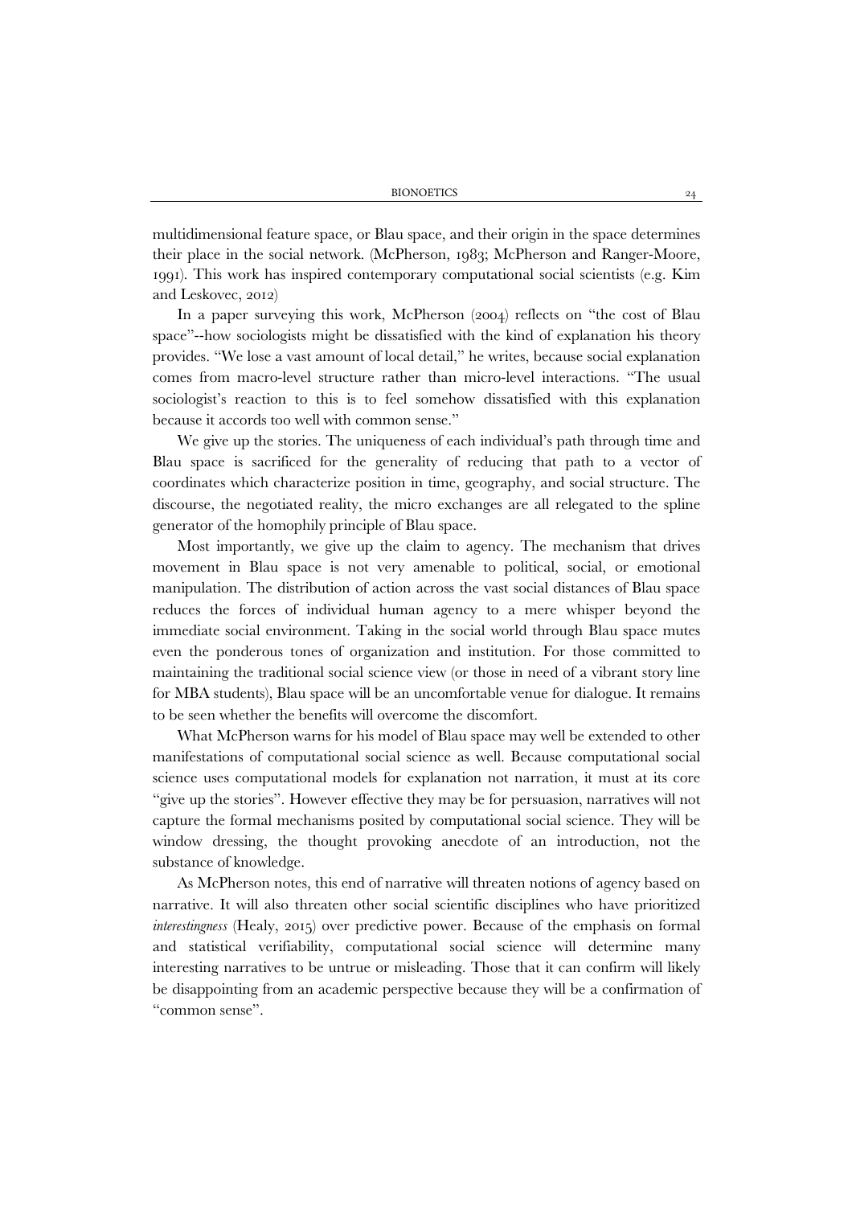multidimensional feature space, or Blau space, and their origin in the space determines their place in the social network. (McPherson, 1983; McPherson and Ranger-Moore, 1991). This work has inspired contemporary computational social scientists (e.g. Kim and Leskovec, 2012)

In a paper surveying this work, McPherson (2004) reflects on "the cost of Blau space"--how sociologists might be dissatisfied with the kind of explanation his theory provides. "We lose a vast amount of local detail," he writes, because social explanation comes from macro-level structure rather than micro-level interactions. "The usual sociologist's reaction to this is to feel somehow dissatisfied with this explanation because it accords too well with common sense."

We give up the stories. The uniqueness of each individual's path through time and Blau space is sacrificed for the generality of reducing that path to a vector of coordinates which characterize position in time, geography, and social structure. The discourse, the negotiated reality, the micro exchanges are all relegated to the spline generator of the homophily principle of Blau space.

Most importantly, we give up the claim to agency. The mechanism that drives movement in Blau space is not very amenable to political, social, or emotional manipulation. The distribution of action across the vast social distances of Blau space reduces the forces of individual human agency to a mere whisper beyond the immediate social environment. Taking in the social world through Blau space mutes even the ponderous tones of organization and institution. For those committed to maintaining the traditional social science view (or those in need of a vibrant story line for MBA students), Blau space will be an uncomfortable venue for dialogue. It remains to be seen whether the benefits will overcome the discomfort.

What McPherson warns for his model of Blau space may well be extended to other manifestations of computational social science as well. Because computational social science uses computational models for explanation not narration, it must at its core "give up the stories". However effective they may be for persuasion, narratives will not capture the formal mechanisms posited by computational social science. They will be window dressing, the thought provoking anecdote of an introduction, not the substance of knowledge.

As McPherson notes, this end of narrative will threaten notions of agency based on narrative. It will also threaten other social scientific disciplines who have prioritized *interestingness* (Healy, 2015) over predictive power. Because of the emphasis on formal and statistical verifiability, computational social science will determine many interesting narratives to be untrue or misleading. Those that it can confirm will likely be disappointing from an academic perspective because they will be a confirmation of "common sense".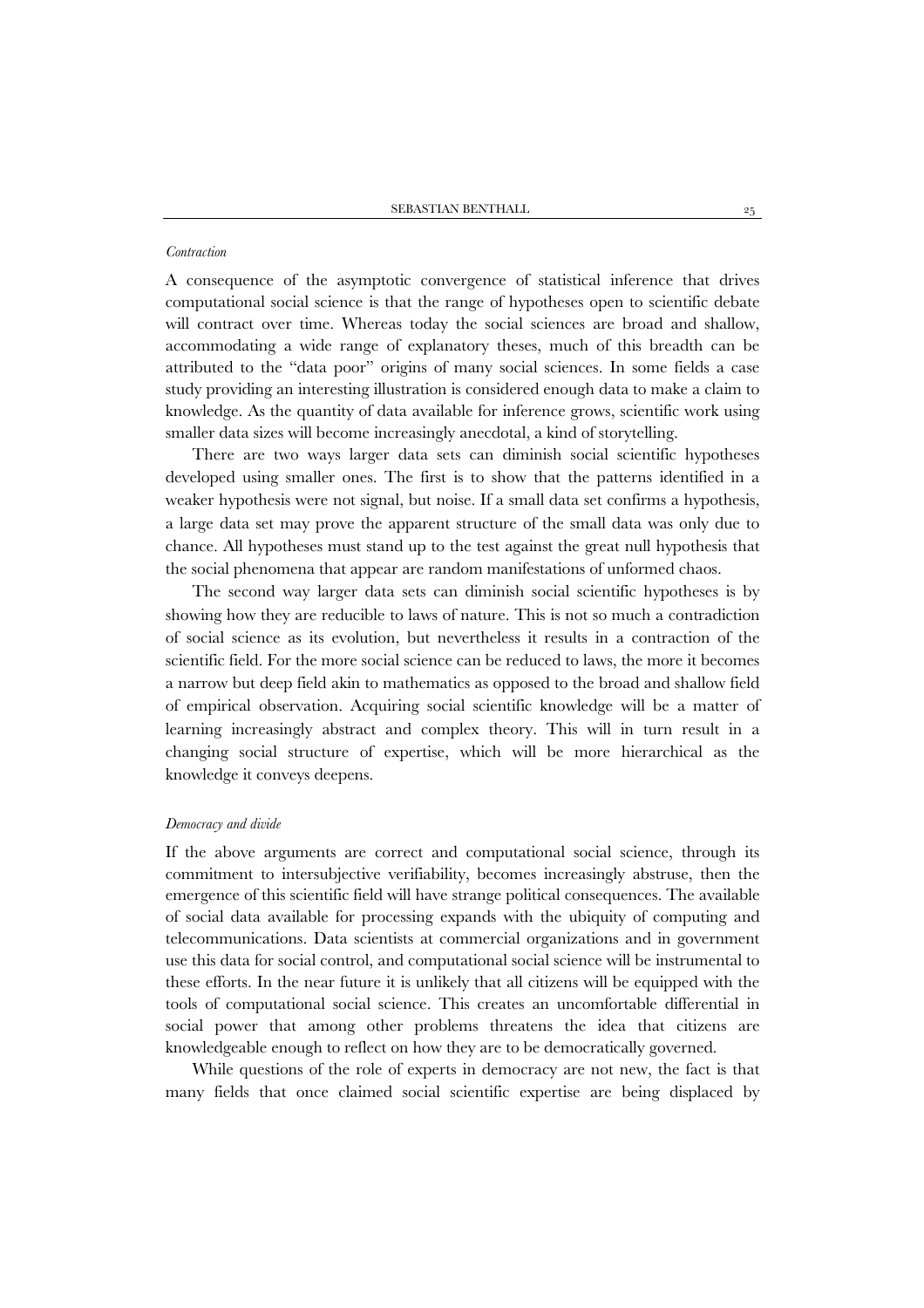### *Contraction*

A consequence of the asymptotic convergence of statistical inference that drives computational social science is that the range of hypotheses open to scientific debate will contract over time. Whereas today the social sciences are broad and shallow, accommodating a wide range of explanatory theses, much of this breadth can be attributed to the "data poor" origins of many social sciences. In some fields a case study providing an interesting illustration is considered enough data to make a claim to knowledge. As the quantity of data available for inference grows, scientific work using smaller data sizes will become increasingly anecdotal, a kind of storytelling.

There are two ways larger data sets can diminish social scientific hypotheses developed using smaller ones. The first is to show that the patterns identified in a weaker hypothesis were not signal, but noise. If a small data set confirms a hypothesis, a large data set may prove the apparent structure of the small data was only due to chance. All hypotheses must stand up to the test against the great null hypothesis that the social phenomena that appear are random manifestations of unformed chaos.

The second way larger data sets can diminish social scientific hypotheses is by showing how they are reducible to laws of nature. This is not so much a contradiction of social science as its evolution, but nevertheless it results in a contraction of the scientific field. For the more social science can be reduced to laws, the more it becomes a narrow but deep field akin to mathematics as opposed to the broad and shallow field of empirical observation. Acquiring social scientific knowledge will be a matter of learning increasingly abstract and complex theory. This will in turn result in a changing social structure of expertise, which will be more hierarchical as the knowledge it conveys deepens.

### *Democracy and divide*

If the above arguments are correct and computational social science, through its commitment to intersubjective verifiability, becomes increasingly abstruse, then the emergence of this scientific field will have strange political consequences. The available of social data available for processing expands with the ubiquity of computing and telecommunications. Data scientists at commercial organizations and in government use this data for social control, and computational social science will be instrumental to these efforts. In the near future it is unlikely that all citizens will be equipped with the tools of computational social science. This creates an uncomfortable differential in social power that among other problems threatens the idea that citizens are knowledgeable enough to reflect on how they are to be democratically governed.

While questions of the role of experts in democracy are not new, the fact is that many fields that once claimed social scientific expertise are being displaced by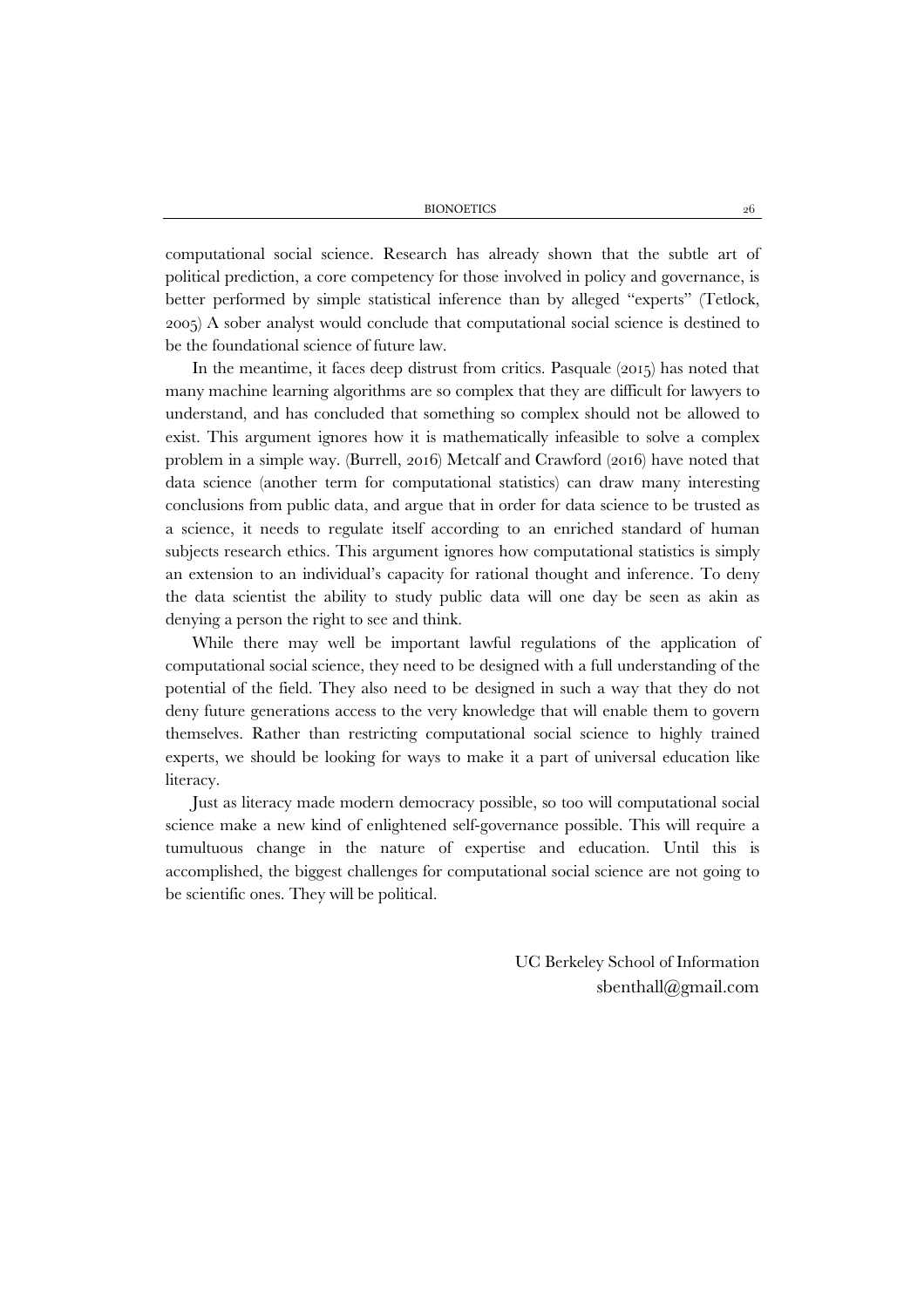computational social science. Research has already shown that the subtle art of political prediction, a core competency for those involved in policy and governance, is better performed by simple statistical inference than by alleged "experts" (Tetlock, 2005) A sober analyst would conclude that computational social science is destined to be the foundational science of future law.

In the meantime, it faces deep distrust from critics. Pasquale (2015) has noted that many machine learning algorithms are so complex that they are difficult for lawyers to understand, and has concluded that something so complex should not be allowed to exist. This argument ignores how it is mathematically infeasible to solve a complex problem in a simple way. (Burrell, 2016) Metcalf and Crawford (2016) have noted that data science (another term for computational statistics) can draw many interesting conclusions from public data, and argue that in order for data science to be trusted as a science, it needs to regulate itself according to an enriched standard of human subjects research ethics. This argument ignores how computational statistics is simply an extension to an individual's capacity for rational thought and inference. To deny the data scientist the ability to study public data will one day be seen as akin as denying a person the right to see and think.

While there may well be important lawful regulations of the application of computational social science, they need to be designed with a full understanding of the potential of the field. They also need to be designed in such a way that they do not deny future generations access to the very knowledge that will enable them to govern themselves. Rather than restricting computational social science to highly trained experts, we should be looking for ways to make it a part of universal education like literacy.

Just as literacy made modern democracy possible, so too will computational social science make a new kind of enlightened self-governance possible. This will require a tumultuous change in the nature of expertise and education. Until this is accomplished, the biggest challenges for computational social science are not going to be scientific ones. They will be political.

UC Berkeley School of Information
sbenthall@gmail.com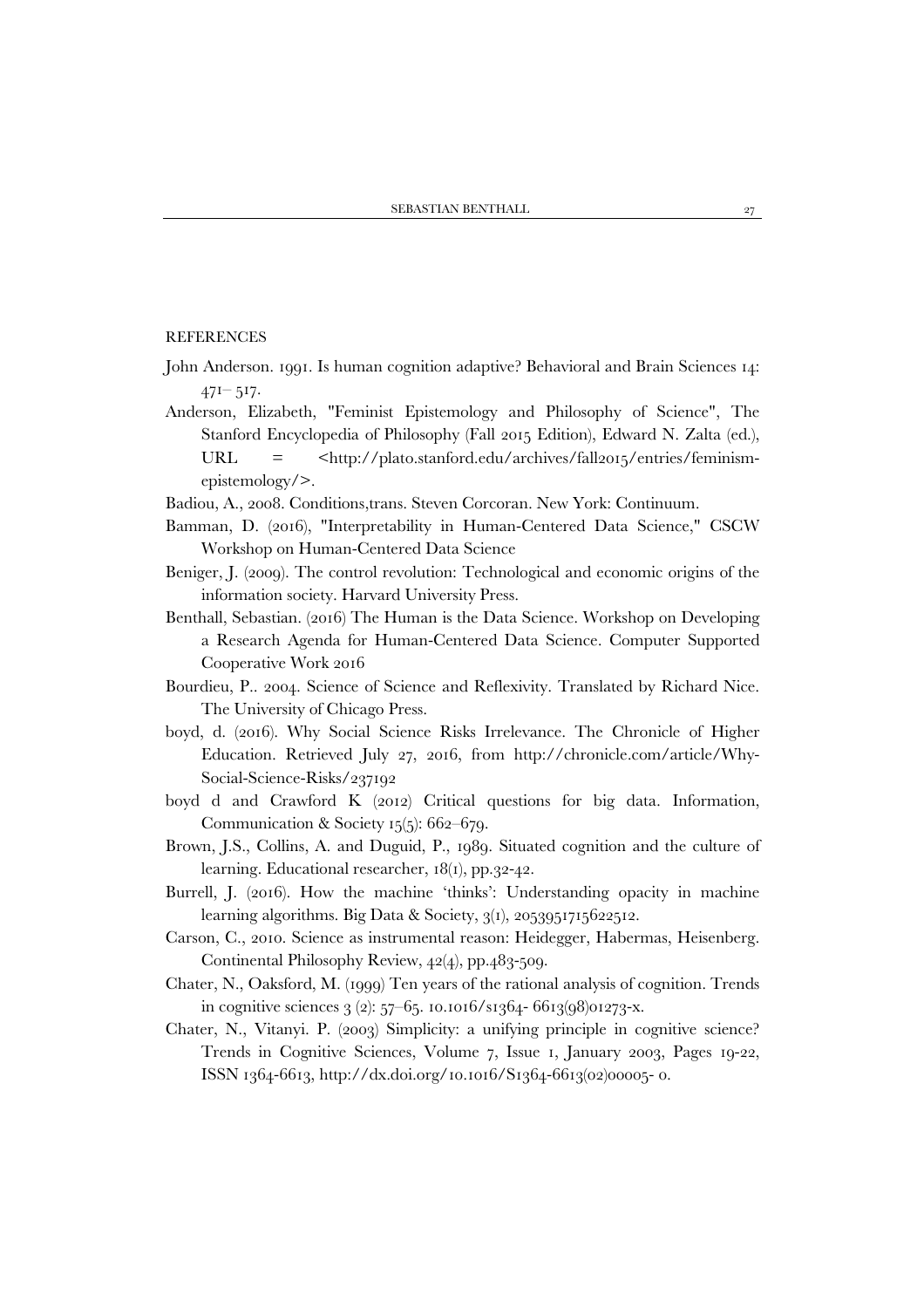## REFERENCES

John Anderson. 1991. Is human cognition adaptive? Behavioral and Brain Sciences 14: 471– 517.

Anderson, Elizabeth, "Feminist Epistemology and Philosophy of Science", The Stanford Encyclopedia of Philosophy (Fall 2015 Edition), Edward N. Zalta (ed.), URL = <http://plato.stanford.edu/archives/fall2015/entries/feminism-epistemology/>.

Badiou, A., 2008. Conditions,trans. Steven Corcoran. New York: Continuum.

Bamman, D. (2016), "Interpretability in Human-Centered Data Science," CSCW Workshop on Human-Centered Data Science

Beniger, J. (2009). The control revolution: Technological and economic origins of the information society. Harvard University Press.

Benthall, Sebastian. (2016) The Human is the Data Science. Workshop on Developing a Research Agenda for Human-Centered Data Science. Computer Supported Cooperative Work 2016

Bourdieu, P.. 2004. Science of Science and Reflexivity. Translated by Richard Nice. The University of Chicago Press.

boyd, d. (2016). Why Social Science Risks Irrelevance. The Chronicle of Higher Education. Retrieved July 27, 2016, from http://chronicle.com/article/Why-Social-Science-Risks/237192

boyd d and Crawford K (2012) Critical questions for big data. Information, Communication & Society 15(5): 662–679.

Brown, J.S., Collins, A. and Duguid, P., 1989. Situated cognition and the culture of learning. Educational researcher, 18(1), pp.32-42.

Burrell, J. (2016). How the machine 'thinks': Understanding opacity in machine learning algorithms. Big Data & Society, 3(1), 2053951715622512.

Carson, C., 2010. Science as instrumental reason: Heidegger, Habermas, Heisenberg. Continental Philosophy Review, 42(4), pp.483-509.

Chater, N., Oaksford, M. (1999) Ten years of the rational analysis of cognition. Trends in cognitive sciences 3 (2): 57–65. 10.1016/s1364- 6613(98)01273-x.

Chater, N., Vitanyi. P. (2003) Simplicity: a unifying principle in cognitive science? Trends in Cognitive Sciences, Volume 7, Issue 1, January 2003, Pages 19-22, ISSN 1364-6613, http://dx.doi.org/10.1016/S1364-6613(02)00005- 0.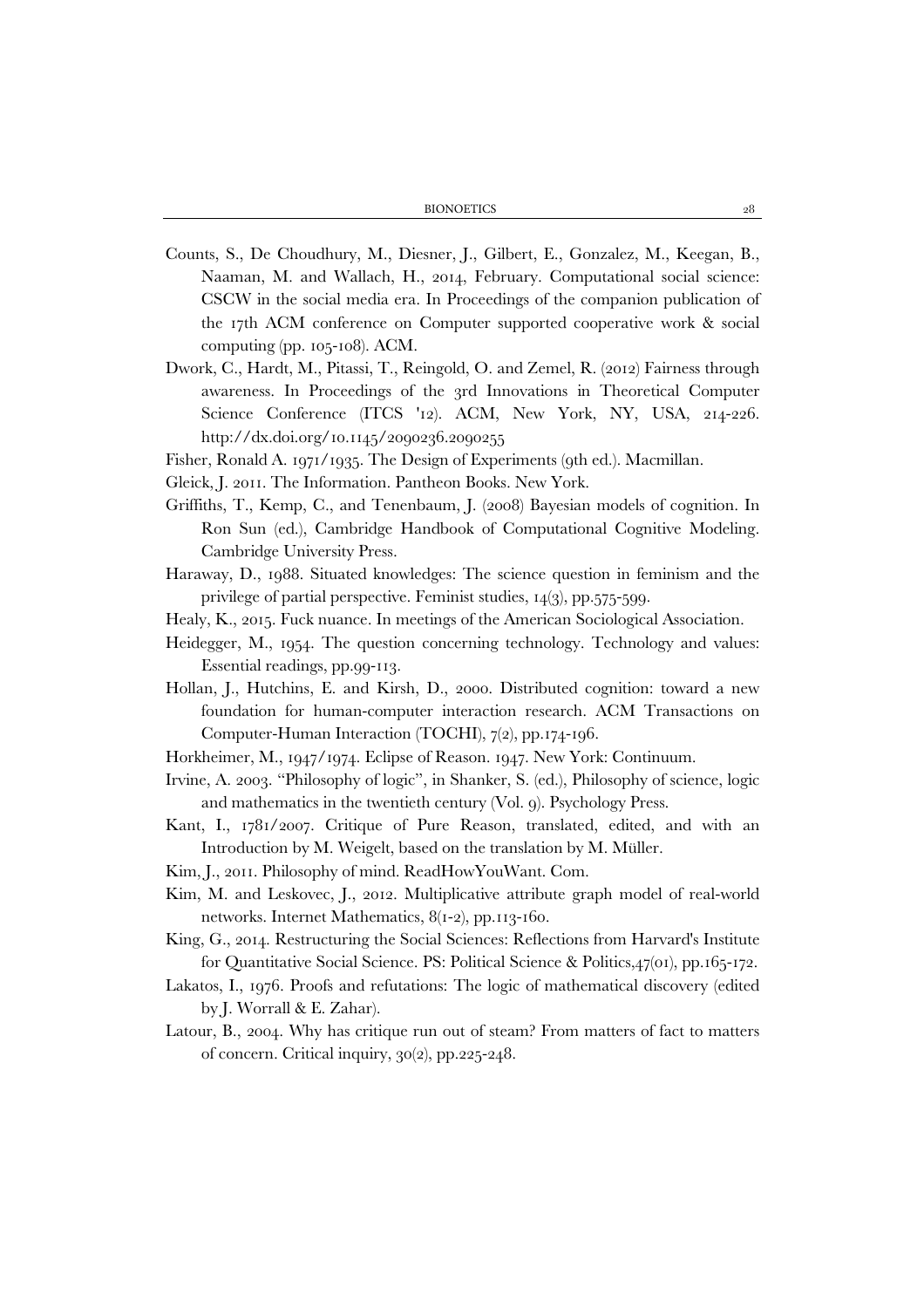Counts, S., De Choudhury, M., Diesner, J., Gilbert, E., Gonzalez, M., Keegan, B., Naaman, M. and Wallach, H., 2014, February. Computational social science: CSCW in the social media era. In Proceedings of the companion publication of the 17th ACM conference on Computer supported cooperative work & social computing (pp. 105-108). ACM.

Dwork, C., Hardt, M., Pitassi, T., Reingold, O. and Zemel, R. (2012) Fairness through awareness. In Proceedings of the 3rd Innovations in Theoretical Computer Science Conference (ITCS '12). ACM, New York, NY, USA, 214-226. http://dx.doi.org/10.1145/2090236.2090255

Fisher, Ronald A. 1971/1935. The Design of Experiments (9th ed.). Macmillan.

Gleick, J. 2011. The Information. Pantheon Books. New York.

Griffiths, T., Kemp, C., and Tenenbaum, J. (2008) Bayesian models of cognition. In Ron Sun (ed.), Cambridge Handbook of Computational Cognitive Modeling. Cambridge University Press.

Haraway, D., 1988. Situated knowledges: The science question in feminism and the privilege of partial perspective. Feminist studies, 14(3), pp.575-599.

Healy, K., 2015. Fuck nuance. In meetings of the American Sociological Association.

Heidegger, M., 1954. The question concerning technology. Technology and values: Essential readings, pp.99-113.

Hollan, J., Hutchins, E. and Kirsh, D., 2000. Distributed cognition: toward a new foundation for human-computer interaction research. ACM Transactions on Computer-Human Interaction (TOCHI), 7(2), pp.174-196.

Horkheimer, M., 1947/1974. Eclipse of Reason. 1947. New York: Continuum.

Irvine, A. 2003. "Philosophy of logic", in Shanker, S. (ed.), Philosophy of science, logic and mathematics in the twentieth century (Vol. 9). Psychology Press.

Kant, I., 1781/2007. Critique of Pure Reason, translated, edited, and with an Introduction by M. Weigelt, based on the translation by M. Müller.

Kim, J., 2011. Philosophy of mind. ReadHowYouWant. Com.

Kim, M. and Leskovec, J., 2012. Multiplicative attribute graph model of real-world networks. Internet Mathematics, 8(1-2), pp.113-160.

King, G., 2014. Restructuring the Social Sciences: Reflections from Harvard's Institute for Quantitative Social Science. PS: Political Science & Politics,47(01), pp.165-172.

Lakatos, I., 1976. Proofs and refutations: The logic of mathematical discovery (edited by J. Worrall & E. Zahar).

Latour, B., 2004. Why has critique run out of steam? From matters of fact to matters of concern. Critical inquiry, 30(2), pp.225-248.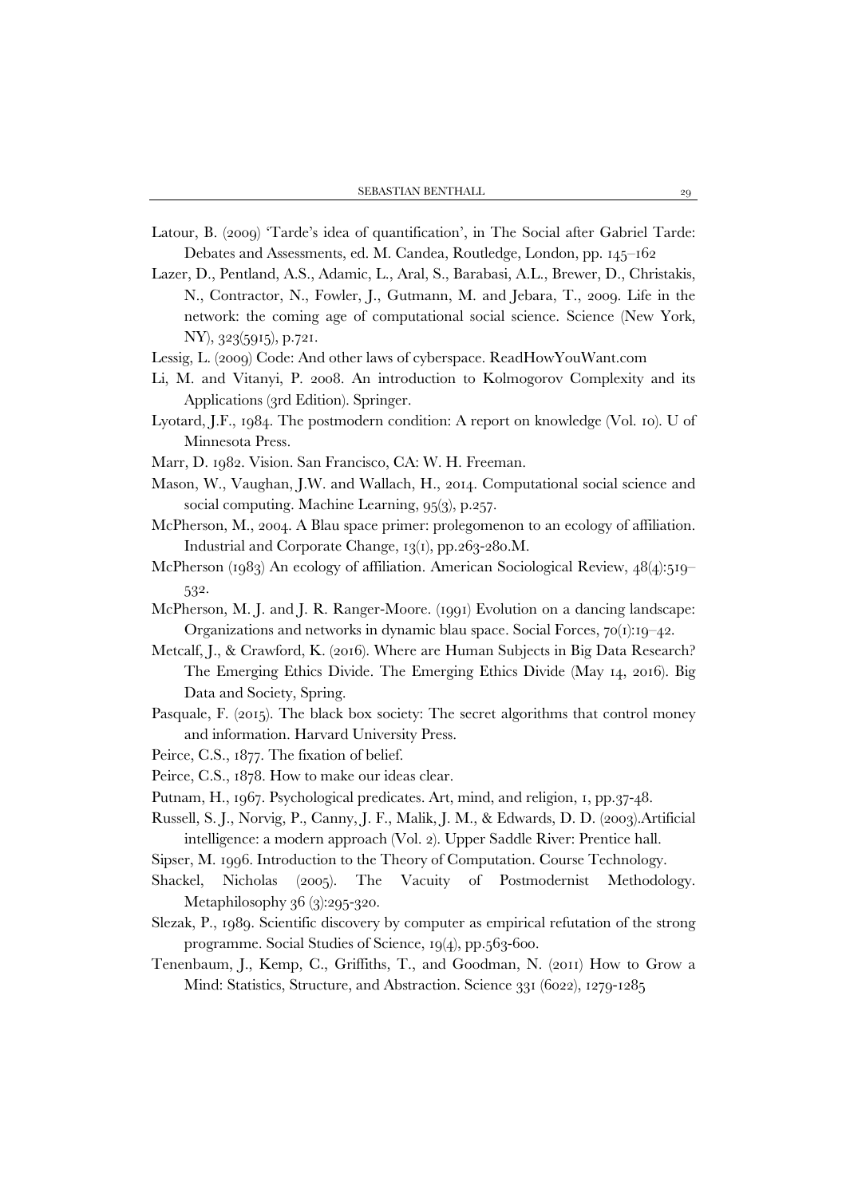Latour, B. (2009) 'Tarde's idea of quantification', in The Social after Gabriel Tarde: Debates and Assessments, ed. M. Candea, Routledge, London, pp. 145–162

Lazer, D., Pentland, A.S., Adamic, L., Aral, S., Barabasi, A.L., Brewer, D., Christakis, N., Contractor, N., Fowler, J., Gutmann, M. and Jebara, T., 2009. Life in the network: the coming age of computational social science. Science (New York, NY), 323(5915), p.721.

Lessig, L. (2009) Code: And other laws of cyberspace. ReadHowYouWant.com

Li, M. and Vitanyi, P. 2008. An introduction to Kolmogorov Complexity and its Applications (3rd Edition). Springer.

Lyotard, J.F., 1984. The postmodern condition: A report on knowledge (Vol. 10). U of Minnesota Press.

Marr, D. 1982. Vision. San Francisco, CA: W. H. Freeman.

Mason, W., Vaughan, J.W. and Wallach, H., 2014. Computational social science and social computing. Machine Learning, 95(3), p.257.

McPherson, M., 2004. A Blau space primer: prolegomenon to an ecology of affiliation. Industrial and Corporate Change, 13(1), pp.263-280.M.

McPherson (1983) An ecology of affiliation. American Sociological Review, 48(4):519–532.

McPherson, M. J. and J. R. Ranger-Moore. (1991) Evolution on a dancing landscape: Organizations and networks in dynamic blau space. Social Forces, 70(1):19–42.

Metcalf, J., & Crawford, K. (2016). Where are Human Subjects in Big Data Research? The Emerging Ethics Divide. The Emerging Ethics Divide (May 14, 2016). Big Data and Society, Spring.

Pasquale, F. (2015). The black box society: The secret algorithms that control money and information. Harvard University Press.

Peirce, C.S., 1877. The fixation of belief.

Peirce, C.S., 1878. How to make our ideas clear.

Putnam, H., 1967. Psychological predicates. Art, mind, and religion, 1, pp.37-48.

Russell, S. J., Norvig, P., Canny, J. F., Malik, J. M., & Edwards, D. D. (2003).Artificial intelligence: a modern approach (Vol. 2). Upper Saddle River: Prentice hall.

Sipser, M. 1996. Introduction to the Theory of Computation. Course Technology.

Shackel, Nicholas (2005). The Vacuity of Postmodernist Methodology. Metaphilosophy 36 (3):295-320.

Slezak, P., 1989. Scientific discovery by computer as empirical refutation of the strong programme. Social Studies of Science, 19(4), pp.563-600.

Tenenbaum, J., Kemp, C., Griffiths, T., and Goodman, N. (2011) How to Grow a Mind: Statistics, Structure, and Abstraction. Science 331 (6022), 1279-1285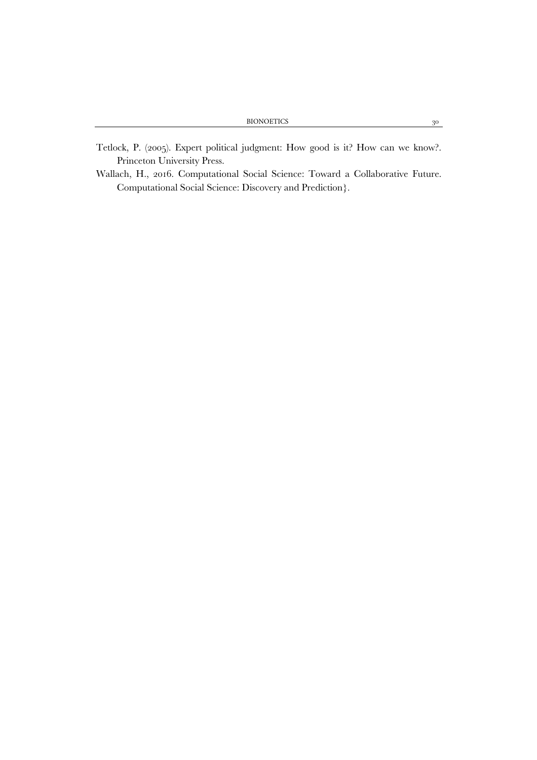Tetlock, P. (2005). Expert political judgment: How good is it? How can we know?. Princeton University Press.

Wallach, H., 2016. Computational Social Science: Toward a Collaborative Future. Computational Social Science: Discovery and Prediction}.